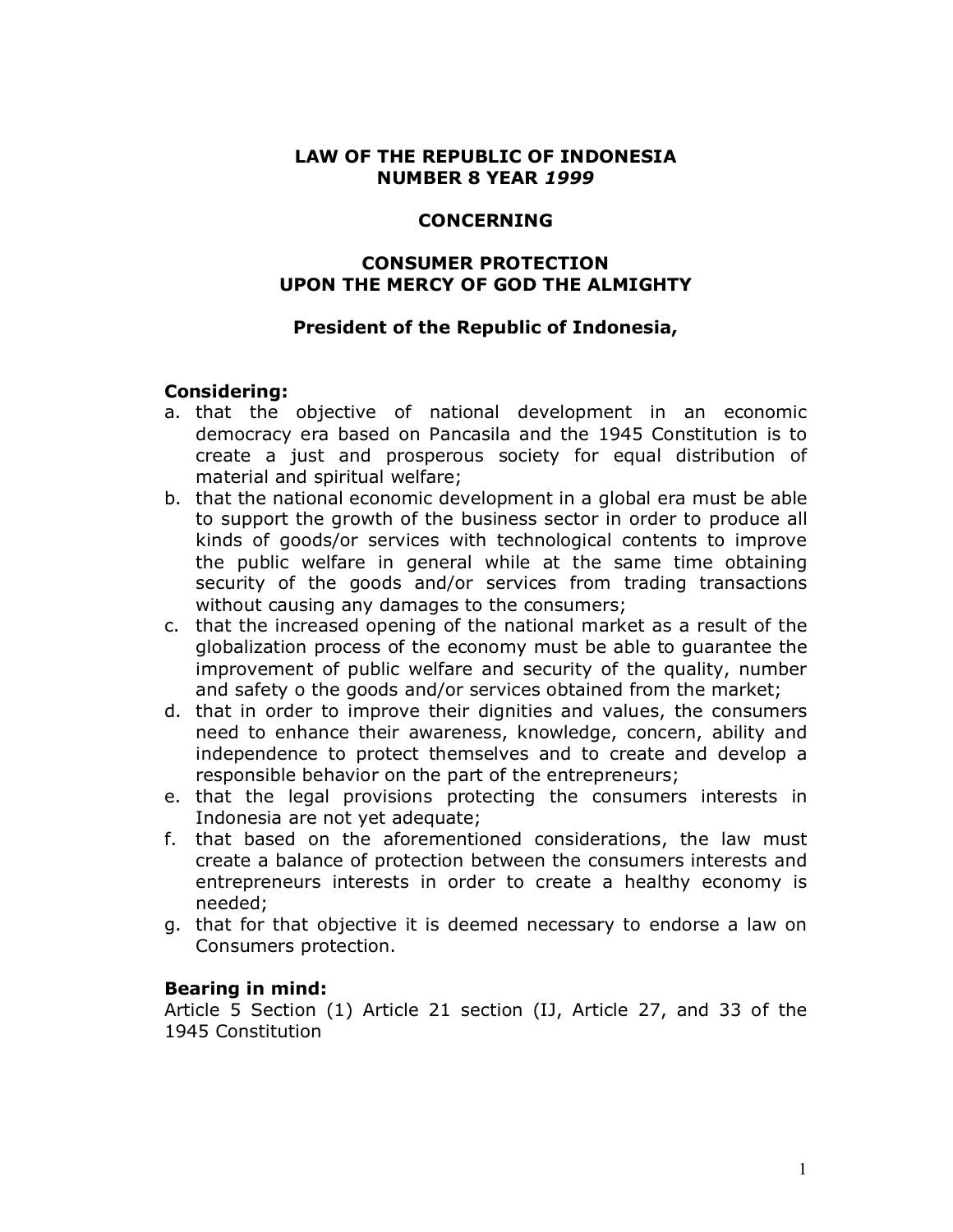**LAW OF THE REPUBLIC OF INDONESIA**
**NUMBER 8 YEAR *1999***

**CONCERNING**

**CONSUMER PROTECTION**
**UPON THE MERCY OF GOD THE ALMIGHTY**

**President of the Republic of Indonesia,**

**Considering:**

a. that the objective of national development in an economic democracy era based on Pancasila and the 1945 Constitution is to create a just and prosperous society for equal distribution of material and spiritual welfare;
b. that the national economic development in a global era must be able to support the growth of the business sector in order to produce all kinds of goods/or services with technological contents to improve the public welfare in general while at the same time obtaining security of the goods and/or services from trading transactions without causing any damages to the consumers;
c. that the increased opening of the national market as a result of the globalization process of the economy must be able to guarantee the improvement of public welfare and security of the quality, number and safety o the goods and/or services obtained from the market;
d. that in order to improve their dignities and values, the consumers need to enhance their awareness, knowledge, concern, ability and independence to protect themselves and to create and develop a responsible behavior on the part of the entrepreneurs;
e. that the legal provisions protecting the consumers interests in Indonesia are not yet adequate;
f. that based on the aforementioned considerations, the law must create a balance of protection between the consumers interests and entrepreneurs interests in order to create a healthy economy is needed;
g. that for that objective it is deemed necessary to endorse a law on Consumers protection.

**Bearing in mind:**

Article 5 Section (1) Article 21 section (IJ, Article 27, and 33 of the 1945 Constitution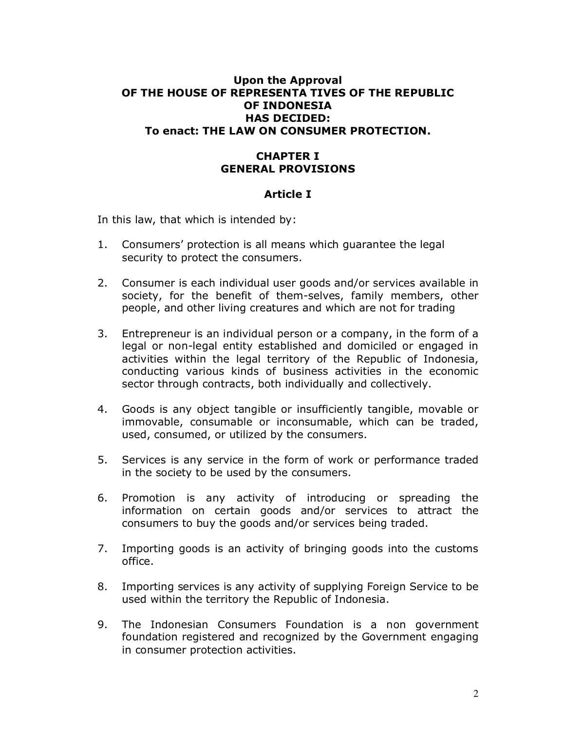**Upon the Approval**
**OF THE HOUSE OF REPRESENTA TIVES OF THE REPUBLIC OF INDONESIA**
**HAS DECIDED:**
**To enact: THE LAW ON CONSUMER PROTECTION.**

## CHAPTER I
## GENERAL PROVISIONS

### Article I

In this law, that which is intended by:

1. Consumers' protection is all means which guarantee the legal security to protect the consumers.

2. Consumer is each individual user goods and/or services available in society, for the benefit of them-selves, family members, other people, and other living creatures and which are not for trading

3. Entrepreneur is an individual person or a company, in the form of a legal or non-legal entity established and domiciled or engaged in activities within the legal territory of the Republic of Indonesia, conducting various kinds of business activities in the economic sector through contracts, both individually and collectively.

4. Goods is any object tangible or insufficiently tangible, movable or immovable, consumable or inconsumable, which can be traded, used, consumed, or utilized by the consumers.

5. Services is any service in the form of work or performance traded in the society to be used by the consumers.

6. Promotion is any activity of introducing or spreading the information on certain goods and/or services to attract the consumers to buy the goods and/or services being traded.

7. Importing goods is an activity of bringing goods into the customs office.

8. Importing services is any activity of supplying Foreign Service to be used within the territory the Republic of Indonesia.

9. The Indonesian Consumers Foundation is a non government foundation registered and recognized by the Government engaging in consumer protection activities.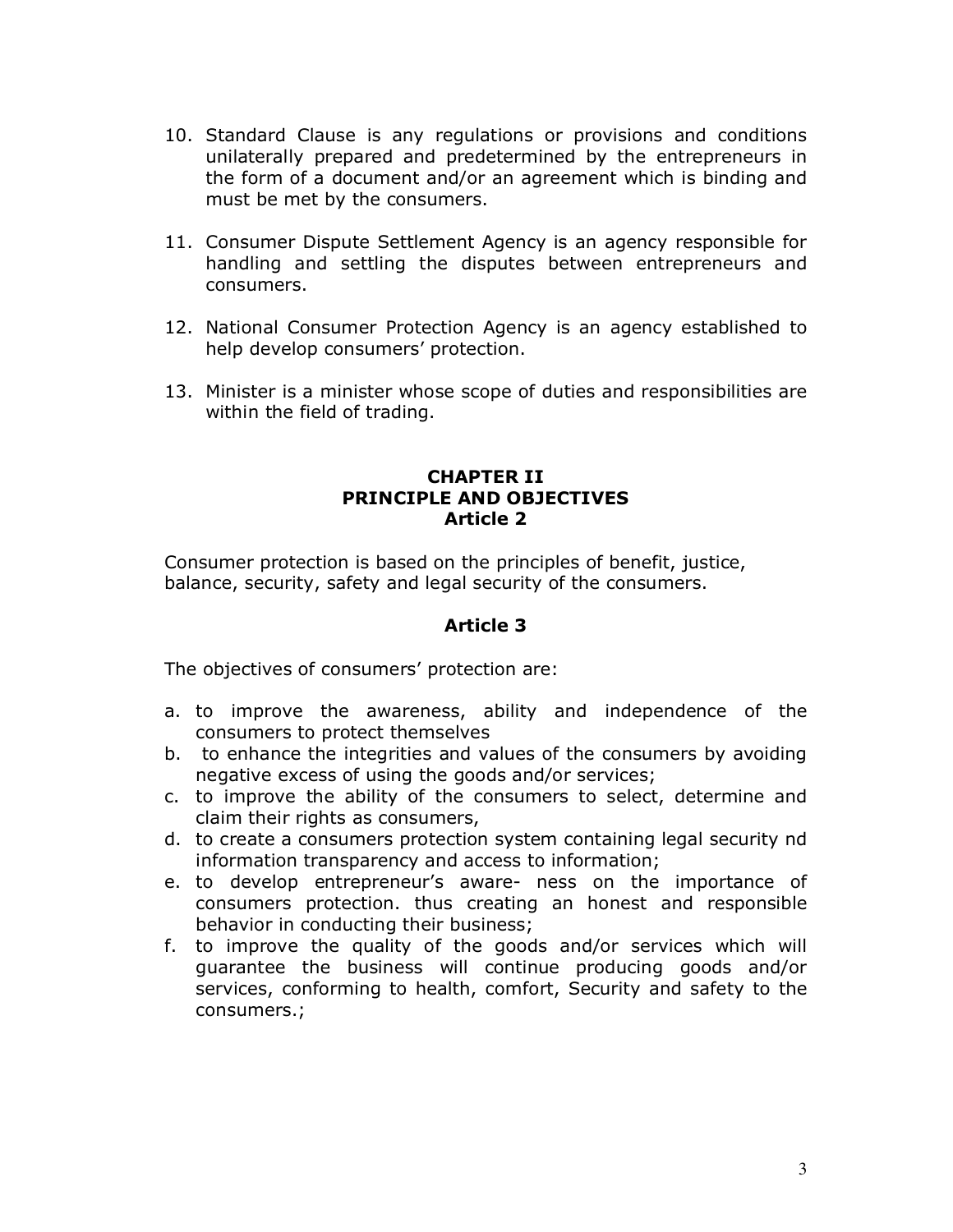10. Standard Clause is any regulations or provisions and conditions unilaterally prepared and predetermined by the entrepreneurs in the form of a document and/or an agreement which is binding and must be met by the consumers.

11. Consumer Dispute Settlement Agency is an agency responsible for handling and settling the disputes between entrepreneurs and consumers.

12. National Consumer Protection Agency is an agency established to help develop consumers' protection.

13. Minister is a minister whose scope of duties and responsibilities are within the field of trading.

## CHAPTER II
## PRINCIPLE AND OBJECTIVES
### Article 2

Consumer protection is based on the principles of benefit, justice, balance, security, safety and legal security of the consumers.

### Article 3

The objectives of consumers' protection are:

a. to improve the awareness, ability and independence of the consumers to protect themselves
b. to enhance the integrities and values of the consumers by avoiding negative excess of using the goods and/or services;
c. to improve the ability of the consumers to select, determine and claim their rights as consumers,
d. to create a consumers protection system containing legal security nd information transparency and access to information;
e. to develop entrepreneur's aware- ness on the importance of consumers protection. thus creating an honest and responsible behavior in conducting their business;
f. to improve the quality of the goods and/or services which will guarantee the business will continue producing goods and/or services, conforming to health, comfort, Security and safety to the consumers.;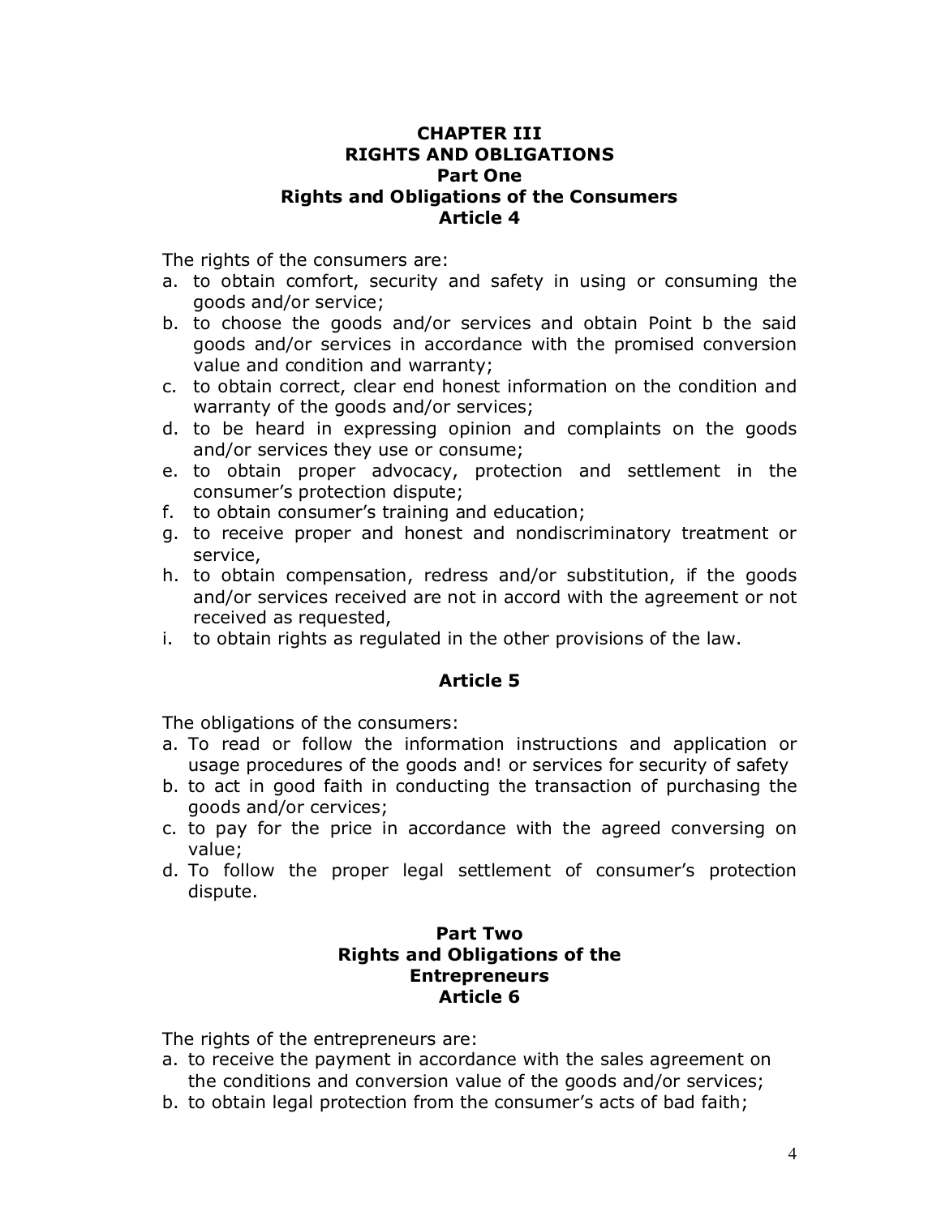## CHAPTER III
## RIGHTS AND OBLIGATIONS
### Part One
### Rights and Obligations of the Consumers
### Article 4

The rights of the consumers are:

a. to obtain comfort, security and safety in using or consuming the goods and/or service;
b. to choose the goods and/or services and obtain Point b the said goods and/or services in accordance with the promised conversion value and condition and warranty;
c. to obtain correct, clear end honest information on the condition and warranty of the goods and/or services;
d. to be heard in expressing opinion and complaints on the goods and/or services they use or consume;
e. to obtain proper advocacy, protection and settlement in the consumer's protection dispute;
f. to obtain consumer's training and education;
g. to receive proper and honest and nondiscriminatory treatment or service,
h. to obtain compensation, redress and/or substitution, if the goods and/or services received are not in accord with the agreement or not received as requested,
i. to obtain rights as regulated in the other provisions of the law.

### Article 5

The obligations of the consumers:

a. To read or follow the information instructions and application or usage procedures of the goods and! or services for security of safety
b. to act in good faith in conducting the transaction of purchasing the goods and/or cervices;
c. to pay for the price in accordance with the agreed conversing on value;
d. To follow the proper legal settlement of consumer's protection dispute.

### Part Two
### Rights and Obligations of the Entrepreneurs
### Article 6

The rights of the entrepreneurs are:

a. to receive the payment in accordance with the sales agreement on the conditions and conversion value of the goods and/or services;
b. to obtain legal protection from the consumer's acts of bad faith;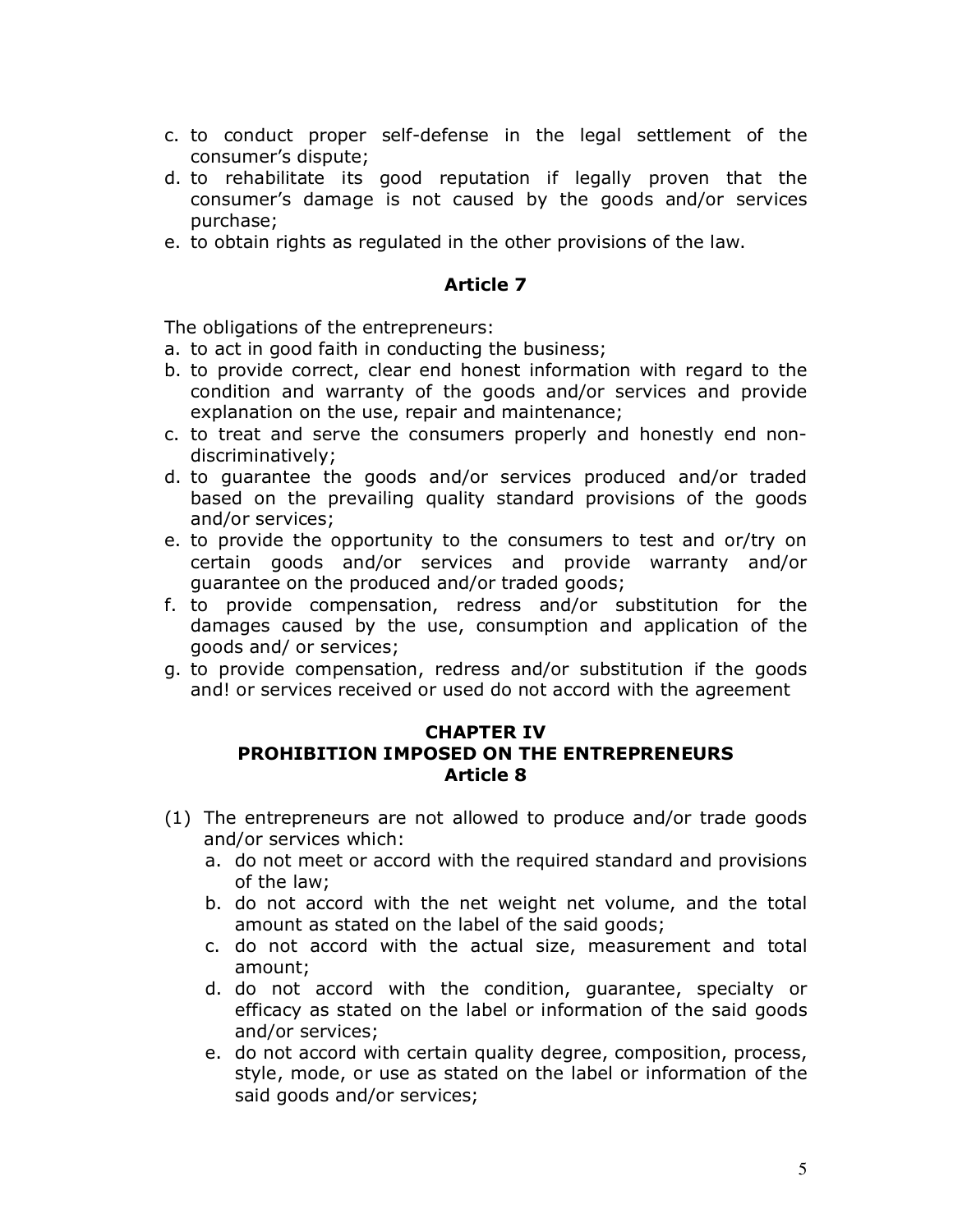c. to conduct proper self-defense in the legal settlement of the consumer's dispute;
d. to rehabilitate its good reputation if legally proven that the consumer's damage is not caused by the goods and/or services purchase;
e. to obtain rights as regulated in the other provisions of the law.

**Article 7**

The obligations of the entrepreneurs:

a. to act in good faith in conducting the business;
b. to provide correct, clear end honest information with regard to the condition and warranty of the goods and/or services and provide explanation on the use, repair and maintenance;
c. to treat and serve the consumers properly and honestly end non-discriminatively;
d. to guarantee the goods and/or services produced and/or traded based on the prevailing quality standard provisions of the goods and/or services;
e. to provide the opportunity to the consumers to test and or/try on certain goods and/or services and provide warranty and/or guarantee on the produced and/or traded goods;
f. to provide compensation, redress and/or substitution for the damages caused by the use, consumption and application of the goods and/ or services;
g. to provide compensation, redress and/or substitution if the goods and! or services received or used do not accord with the agreement

## CHAPTER IV
## PROHIBITION IMPOSED ON THE ENTREPRENEURS

**Article 8**

(1) The entrepreneurs are not allowed to produce and/or trade goods and/or services which:
   a. do not meet or accord with the required standard and provisions of the law;
   b. do not accord with the net weight net volume, and the total amount as stated on the label of the said goods;
   c. do not accord with the actual size, measurement and total amount;
   d. do not accord with the condition, guarantee, specialty or efficacy as stated on the label or information of the said goods and/or services;
   e. do not accord with certain quality degree, composition, process, style, mode, or use as stated on the label or information of the said goods and/or services;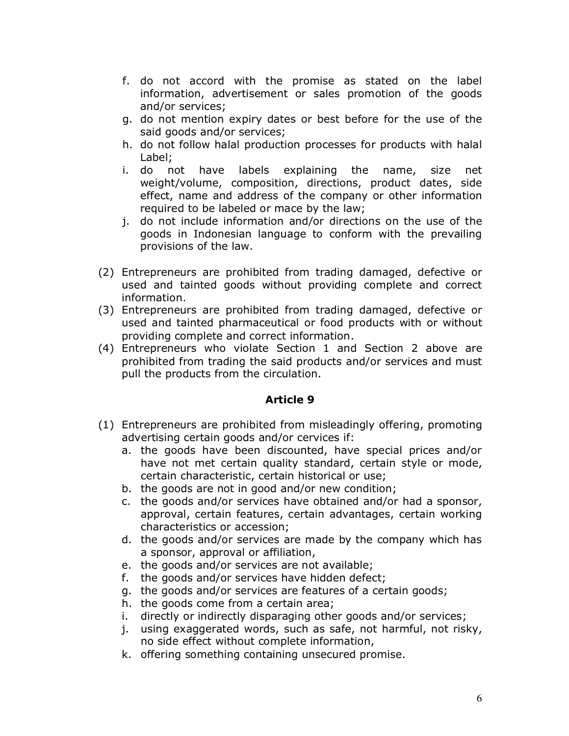f. do not accord with the promise as stated on the label information, advertisement or sales promotion of the goods and/or services;
g. do not mention expiry dates or best before for the use of the said goods and/or services;
h. do not follow halal production processes for products with halal Label;
i. do not have labels explaining the name, size net weight/volume, composition, directions, product dates, side effect, name and address of the company or other information required to be labeled or mace by the law;
j. do not include information and/or directions on the use of the goods in Indonesian language to conform with the prevailing provisions of the law.

(2) Entrepreneurs are prohibited from trading damaged, defective or used and tainted goods without providing complete and correct information.
(3) Entrepreneurs are prohibited from trading damaged, defective or used and tainted pharmaceutical or food products with or without providing complete and correct information.
(4) Entrepreneurs who violate Section 1 and Section 2 above are prohibited from trading the said products and/or services and must pull the products from the circulation.

## Article 9

(1) Entrepreneurs are prohibited from misleadingly offering, promoting advertising certain goods and/or cervices if:
a. the goods have been discounted, have special prices and/or have not met certain quality standard, certain style or mode, certain characteristic, certain historical or use;
b. the goods are not in good and/or new condition;
c. the goods and/or services have obtained and/or had a sponsor, approval, certain features, certain advantages, certain working characteristics or accession;
d. the goods and/or services are made by the company which has a sponsor, approval or affiliation,
e. the goods and/or services are not available;
f. the goods and/or services have hidden defect;
g. the goods and/or services are features of a certain goods;
h. the goods come from a certain area;
i. directly or indirectly disparaging other goods and/or services;
j. using exaggerated words, such as safe, not harmful, not risky, no side effect without complete information,
k. offering something containing unsecured promise.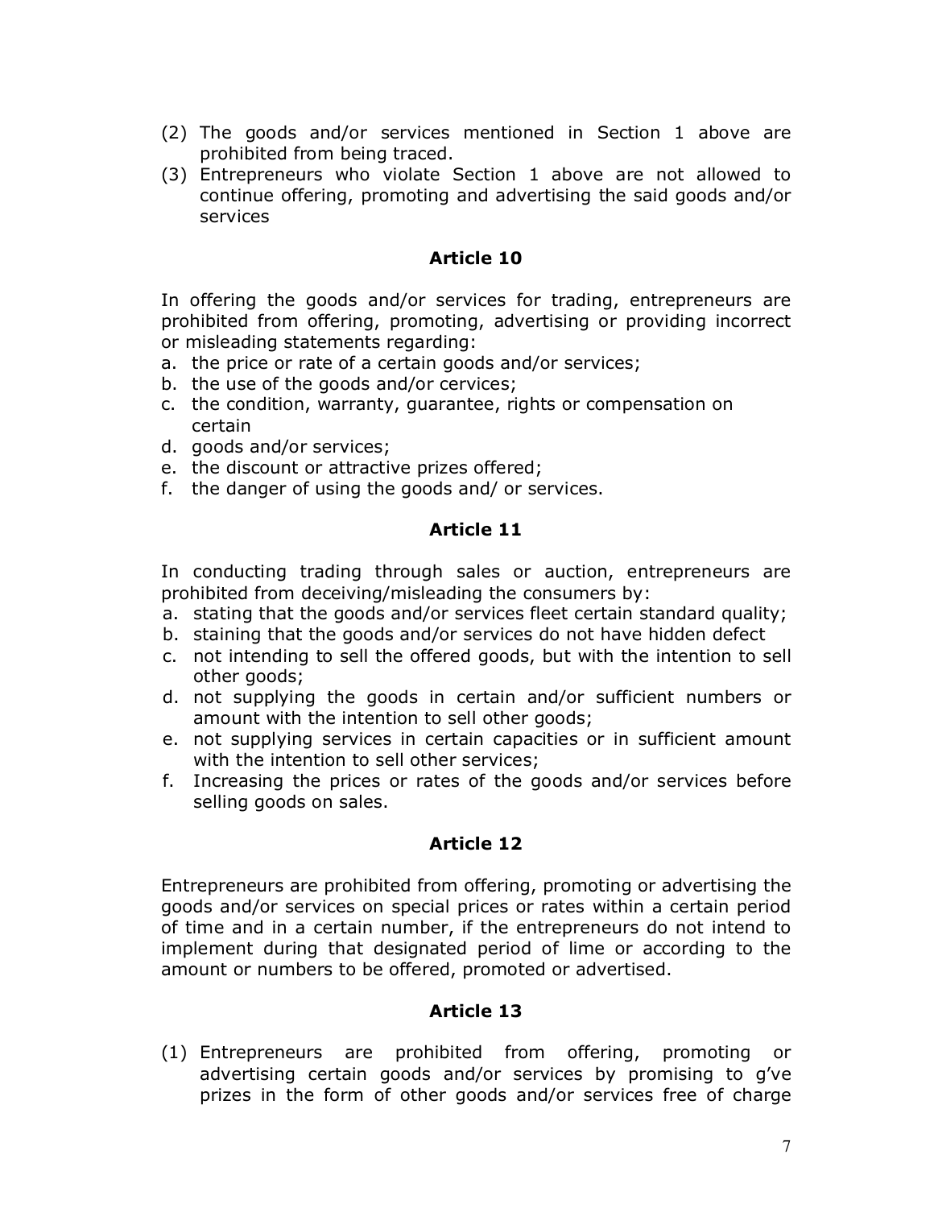(2) The goods and/or services mentioned in Section 1 above are prohibited from being traced.

(3) Entrepreneurs who violate Section 1 above are not allowed to continue offering, promoting and advertising the said goods and/or services

### Article 10

In offering the goods and/or services for trading, entrepreneurs are prohibited from offering, promoting, advertising or providing incorrect or misleading statements regarding:

a. the price or rate of a certain goods and/or services;
b. the use of the goods and/or cervices;
c. the condition, warranty, guarantee, rights or compensation on certain
d. goods and/or services;
e. the discount or attractive prizes offered;
f. the danger of using the goods and/ or services.

### Article 11

In conducting trading through sales or auction, entrepreneurs are prohibited from deceiving/misleading the consumers by:

a. stating that the goods and/or services fleet certain standard quality;
b. staining that the goods and/or services do not have hidden defect
c. not intending to sell the offered goods, but with the intention to sell other goods;
d. not supplying the goods in certain and/or sufficient numbers or amount with the intention to sell other goods;
e. not supplying services in certain capacities or in sufficient amount with the intention to sell other services;
f. Increasing the prices or rates of the goods and/or services before selling goods on sales.

### Article 12

Entrepreneurs are prohibited from offering, promoting or advertising the goods and/or services on special prices or rates within a certain period of time and in a certain number, if the entrepreneurs do not intend to implement during that designated period of lime or according to the amount or numbers to be offered, promoted or advertised.

### Article 13

(1) Entrepreneurs are prohibited from offering, promoting or advertising certain goods and/or services by promising to g've prizes in the form of other goods and/or services free of charge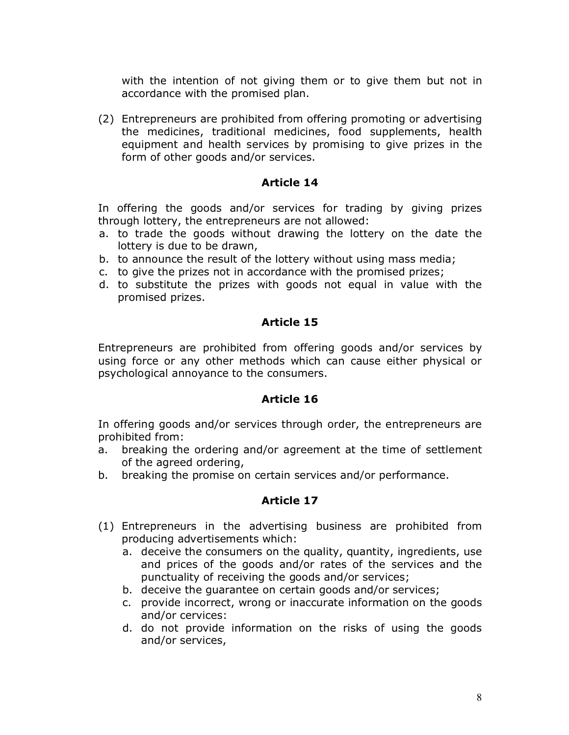with the intention of not giving them or to give them but not in accordance with the promised plan.

(2) Entrepreneurs are prohibited from offering promoting or advertising the medicines, traditional medicines, food supplements, health equipment and health services by promising to give prizes in the form of other goods and/or services.

### Article 14

In offering the goods and/or services for trading by giving prizes through lottery, the entrepreneurs are not allowed:

a. to trade the goods without drawing the lottery on the date the lottery is due to be drawn,
b. to announce the result of the lottery without using mass media;
c. to give the prizes not in accordance with the promised prizes;
d. to substitute the prizes with goods not equal in value with the promised prizes.

### Article 15

Entrepreneurs are prohibited from offering goods and/or services by using force or any other methods which can cause either physical or psychological annoyance to the consumers.

### Article 16

In offering goods and/or services through order, the entrepreneurs are prohibited from:

a. breaking the ordering and/or agreement at the time of settlement of the agreed ordering,
b. breaking the promise on certain services and/or performance.

### Article 17

(1) Entrepreneurs in the advertising business are prohibited from producing advertisements which:
   a. deceive the consumers on the quality, quantity, ingredients, use and prices of the goods and/or rates of the services and the punctuality of receiving the goods and/or services;
   b. deceive the guarantee on certain goods and/or services;
   c. provide incorrect, wrong or inaccurate information on the goods and/or cervices:
   d. do not provide information on the risks of using the goods and/or services,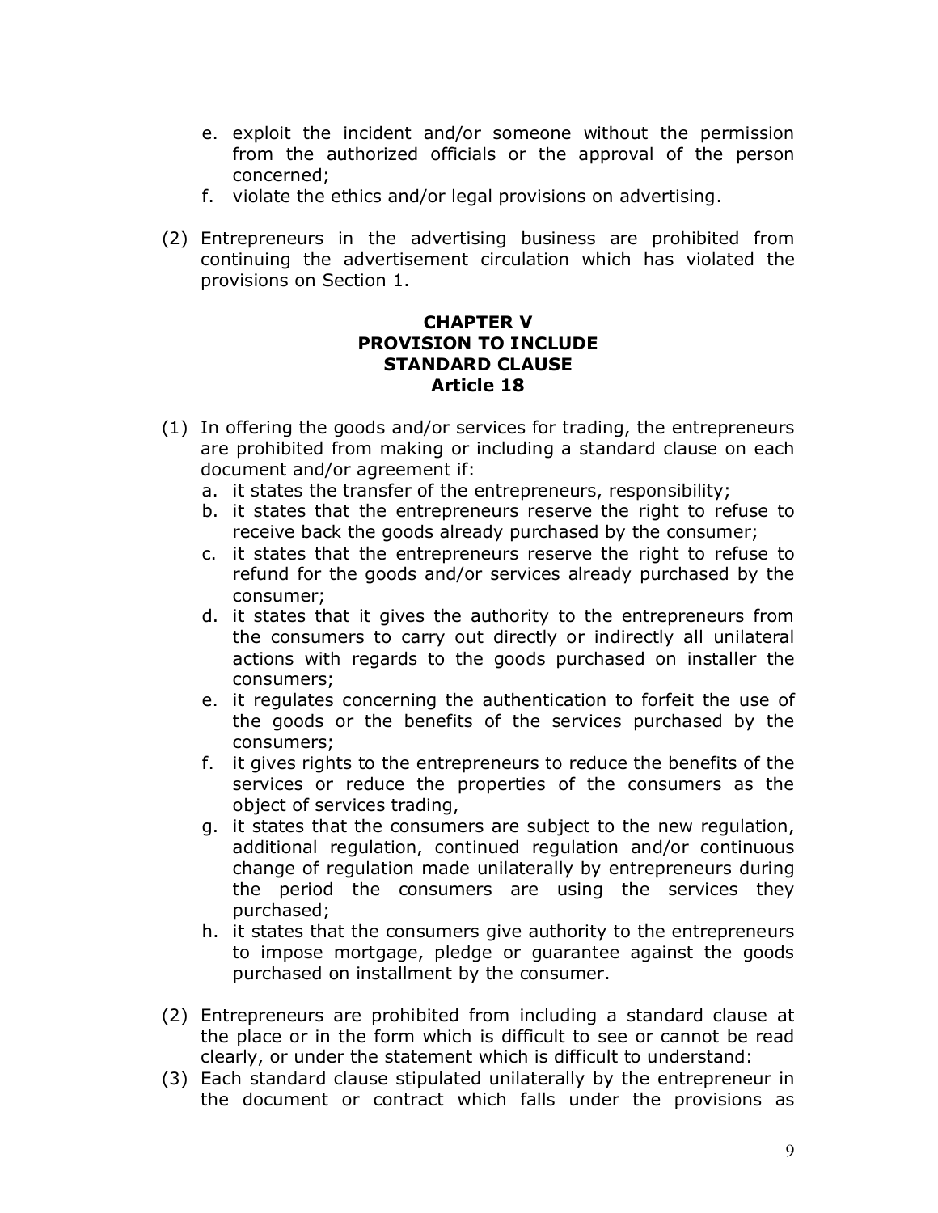e. exploit the incident and/or someone without the permission from the authorized officials or the approval of the person concerned;
f. violate the ethics and/or legal provisions on advertising.

(2) Entrepreneurs in the advertising business are prohibited from continuing the advertisement circulation which has violated the provisions on Section 1.

## CHAPTER V
## PROVISION TO INCLUDE STANDARD CLAUSE
### Article 18

(1) In offering the goods and/or services for trading, the entrepreneurs are prohibited from making or including a standard clause on each document and/or agreement if:
   a. it states the transfer of the entrepreneurs, responsibility;
   b. it states that the entrepreneurs reserve the right to refuse to receive back the goods already purchased by the consumer;
   c. it states that the entrepreneurs reserve the right to refuse to refund for the goods and/or services already purchased by the consumer;
   d. it states that it gives the authority to the entrepreneurs from the consumers to carry out directly or indirectly all unilateral actions with regards to the goods purchased on installer the consumers;
   e. it regulates concerning the authentication to forfeit the use of the goods or the benefits of the services purchased by the consumers;
   f. it gives rights to the entrepreneurs to reduce the benefits of the services or reduce the properties of the consumers as the object of services trading,
   g. it states that the consumers are subject to the new regulation, additional regulation, continued regulation and/or continuous change of regulation made unilaterally by entrepreneurs during the period the consumers are using the services they purchased;
   h. it states that the consumers give authority to the entrepreneurs to impose mortgage, pledge or guarantee against the goods purchased on installment by the consumer.

(2) Entrepreneurs are prohibited from including a standard clause at the place or in the form which is difficult to see or cannot be read clearly, or under the statement which is difficult to understand:

(3) Each standard clause stipulated unilaterally by the entrepreneur in the document or contract which falls under the provisions as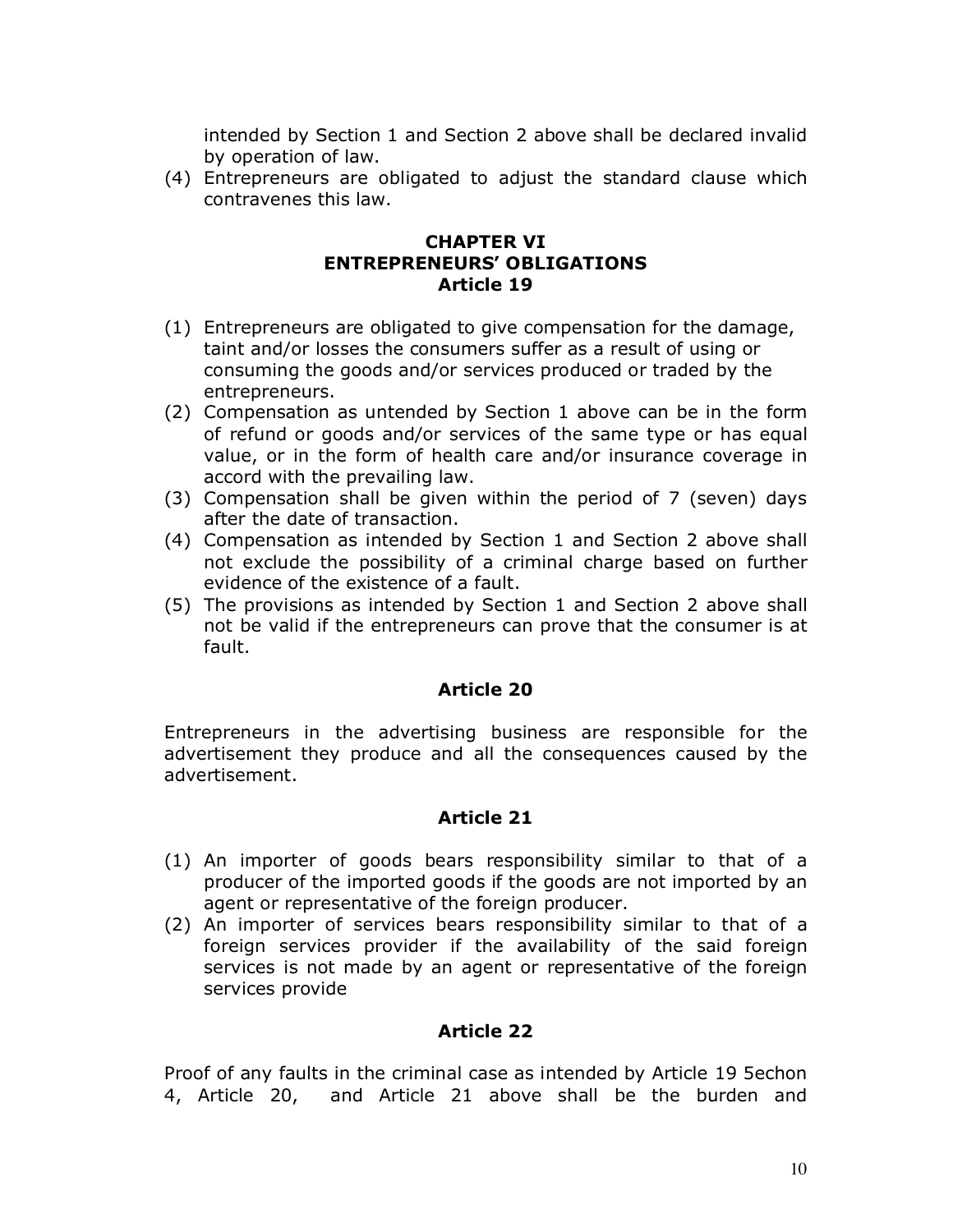intended by Section 1 and Section 2 above shall be declared invalid by operation of law.

(4) Entrepreneurs are obligated to adjust the standard clause which contravenes this law.

## CHAPTER VI
## ENTREPRENEURS' OBLIGATIONS
### Article 19

(1) Entrepreneurs are obligated to give compensation for the damage, taint and/or losses the consumers suffer as a result of using or consuming the goods and/or services produced or traded by the entrepreneurs.
(2) Compensation as untended by Section 1 above can be in the form of refund or goods and/or services of the same type or has equal value, or in the form of health care and/or insurance coverage in accord with the prevailing law.
(3) Compensation shall be given within the period of 7 (seven) days after the date of transaction.
(4) Compensation as intended by Section 1 and Section 2 above shall not exclude the possibility of a criminal charge based on further evidence of the existence of a fault.
(5) The provisions as intended by Section 1 and Section 2 above shall not be valid if the entrepreneurs can prove that the consumer is at fault.

### Article 20

Entrepreneurs in the advertising business are responsible for the advertisement they produce and all the consequences caused by the advertisement.

### Article 21

(1) An importer of goods bears responsibility similar to that of a producer of the imported goods if the goods are not imported by an agent or representative of the foreign producer.
(2) An importer of services bears responsibility similar to that of a foreign services provider if the availability of the said foreign services is not made by an agent or representative of the foreign services provide

### Article 22

Proof of any faults in the criminal case as intended by Article 19 5echon 4, Article 20, and Article 21 above shall be the burden and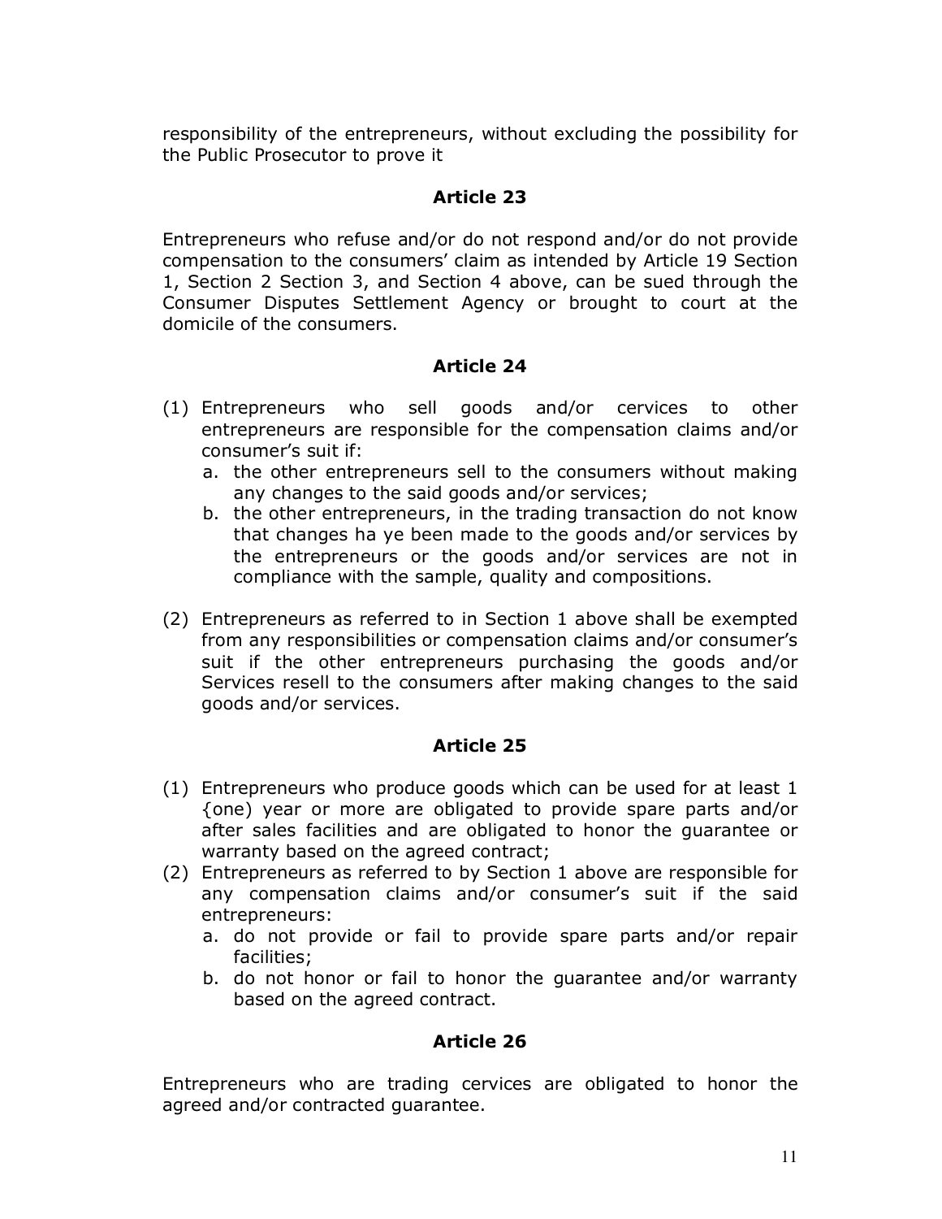responsibility of the entrepreneurs, without excluding the possibility for the Public Prosecutor to prove it

## Article 23

Entrepreneurs who refuse and/or do not respond and/or do not provide compensation to the consumers' claim as intended by Article 19 Section 1, Section 2 Section 3, and Section 4 above, can be sued through the Consumer Disputes Settlement Agency or brought to court at the domicile of the consumers.

## Article 24

(1) Entrepreneurs who sell goods and/or cervices to other entrepreneurs are responsible for the compensation claims and/or consumer's suit if:
   a. the other entrepreneurs sell to the consumers without making any changes to the said goods and/or services;
   b. the other entrepreneurs, in the trading transaction do not know that changes ha ye been made to the goods and/or services by the entrepreneurs or the goods and/or services are not in compliance with the sample, quality and compositions.

(2) Entrepreneurs as referred to in Section 1 above shall be exempted from any responsibilities or compensation claims and/or consumer's suit if the other entrepreneurs purchasing the goods and/or Services resell to the consumers after making changes to the said goods and/or services.

## Article 25

(1) Entrepreneurs who produce goods which can be used for at least 1 {one) year or more are obligated to provide spare parts and/or after sales facilities and are obligated to honor the guarantee or warranty based on the agreed contract;
(2) Entrepreneurs as referred to by Section 1 above are responsible for any compensation claims and/or consumer's suit if the said entrepreneurs:
   a. do not provide or fail to provide spare parts and/or repair facilities;
   b. do not honor or fail to honor the guarantee and/or warranty based on the agreed contract.

## Article 26

Entrepreneurs who are trading cervices are obligated to honor the agreed and/or contracted guarantee.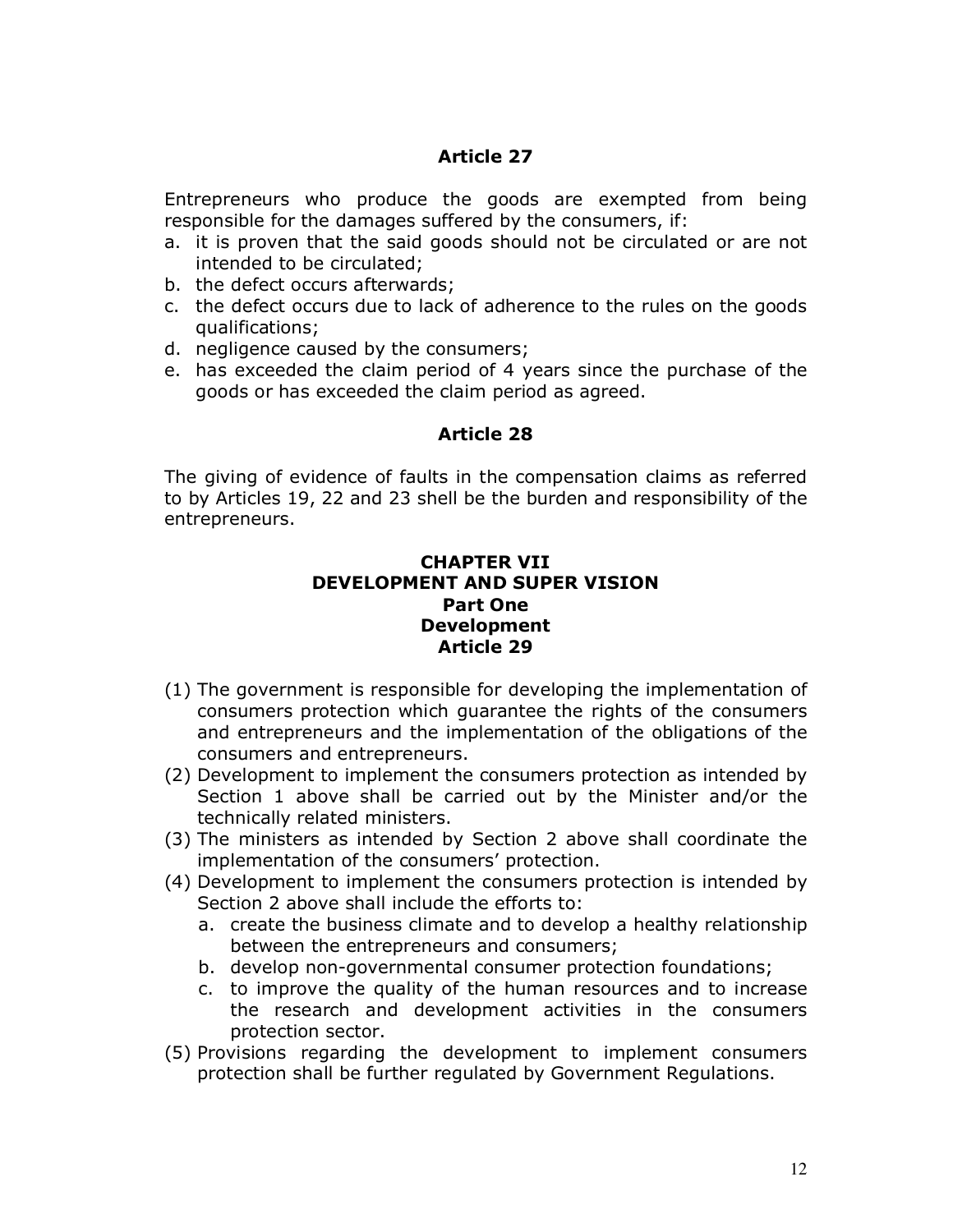## Article 27

Entrepreneurs who produce the goods are exempted from being responsible for the damages suffered by the consumers, if:

a. it is proven that the said goods should not be circulated or are not intended to be circulated;
b. the defect occurs afterwards;
c. the defect occurs due to lack of adherence to the rules on the goods qualifications;
d. negligence caused by the consumers;
e. has exceeded the claim period of 4 years since the purchase of the goods or has exceeded the claim period as agreed.

## Article 28

The giving of evidence of faults in the compensation claims as referred to by Articles 19, 22 and 23 shell be the burden and responsibility of the entrepreneurs.

# CHAPTER VII
# DEVELOPMENT AND SUPER VISION
## Part One
## Development
## Article 29

(1) The government is responsible for developing the implementation of consumers protection which guarantee the rights of the consumers and entrepreneurs and the implementation of the obligations of the consumers and entrepreneurs.
(2) Development to implement the consumers protection as intended by Section 1 above shall be carried out by the Minister and/or the technically related ministers.
(3) The ministers as intended by Section 2 above shall coordinate the implementation of the consumers' protection.
(4) Development to implement the consumers protection is intended by Section 2 above shall include the efforts to:
    a. create the business climate and to develop a healthy relationship between the entrepreneurs and consumers;
    b. develop non-governmental consumer protection foundations;
    c. to improve the quality of the human resources and to increase the research and development activities in the consumers protection sector.
(5) Provisions regarding the development to implement consumers protection shall be further regulated by Government Regulations.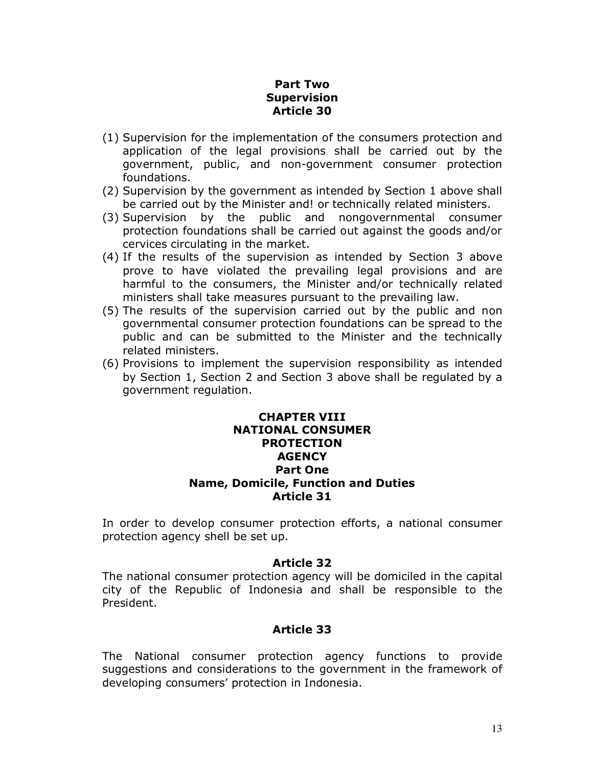**Part Two**
**Supervision**
**Article 30**

(1) Supervision for the implementation of the consumers protection and application of the legal provisions shall be carried out by the government, public, and non-government consumer protection foundations.
(2) Supervision by the government as intended by Section 1 above shall be carried out by the Minister and! or technically related ministers.
(3) Supervision by the public and nongovernmental consumer protection foundations shall be carried out against the goods and/or cervices circulating in the market.
(4) If the results of the supervision as intended by Section 3 above prove to have violated the prevailing legal provisions and are harmful to the consumers, the Minister and/or technically related ministers shall take measures pursuant to the prevailing law.
(5) The results of the supervision carried out by the public and non governmental consumer protection foundations can be spread to the public and can be submitted to the Minister and the technically related ministers.
(6) Provisions to implement the supervision responsibility as intended by Section 1, Section 2 and Section 3 above shall be regulated by a government regulation.

## CHAPTER VIII NATIONAL CONSUMER PROTECTION AGENCY

**Part One**
**Name, Domicile, Function and Duties**
**Article 31**

In order to develop consumer protection efforts, a national consumer protection agency shell be set up.

**Article 32**

The national consumer protection agency will be domiciled in the capital city of the Republic of Indonesia and shall be responsible to the President.

**Article 33**

The National consumer protection agency functions to provide suggestions and considerations to the government in the framework of developing consumers' protection in Indonesia.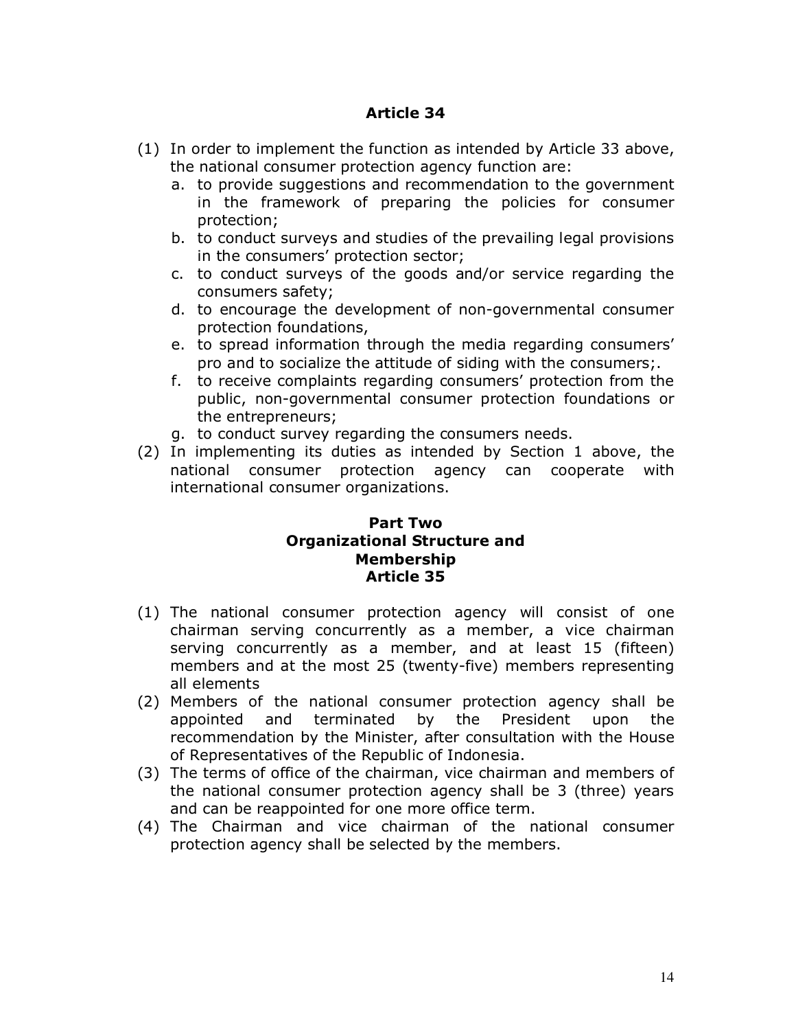## Article 34

(1) In order to implement the function as intended by Article 33 above, the national consumer protection agency function are:
   a. to provide suggestions and recommendation to the government in the framework of preparing the policies for consumer protection;
   b. to conduct surveys and studies of the prevailing legal provisions in the consumers' protection sector;
   c. to conduct surveys of the goods and/or service regarding the consumers safety;
   d. to encourage the development of non-governmental consumer protection foundations,
   e. to spread information through the media regarding consumers' pro and to socialize the attitude of siding with the consumers;.
   f. to receive complaints regarding consumers' protection from the public, non-governmental consumer protection foundations or the entrepreneurs;
   g. to conduct survey regarding the consumers needs.

(2) In implementing its duties as intended by Section 1 above, the national consumer protection agency can cooperate with international consumer organizations.

## Part Two
## Organizational Structure and Membership
## Article 35

(1) The national consumer protection agency will consist of one chairman serving concurrently as a member, a vice chairman serving concurrently as a member, and at least 15 (fifteen) members and at the most 25 (twenty-five) members representing all elements

(2) Members of the national consumer protection agency shall be appointed and terminated by the President upon the recommendation by the Minister, after consultation with the House of Representatives of the Republic of Indonesia.

(3) The terms of office of the chairman, vice chairman and members of the national consumer protection agency shall be 3 (three) years and can be reappointed for one more office term.

(4) The Chairman and vice chairman of the national consumer protection agency shall be selected by the members.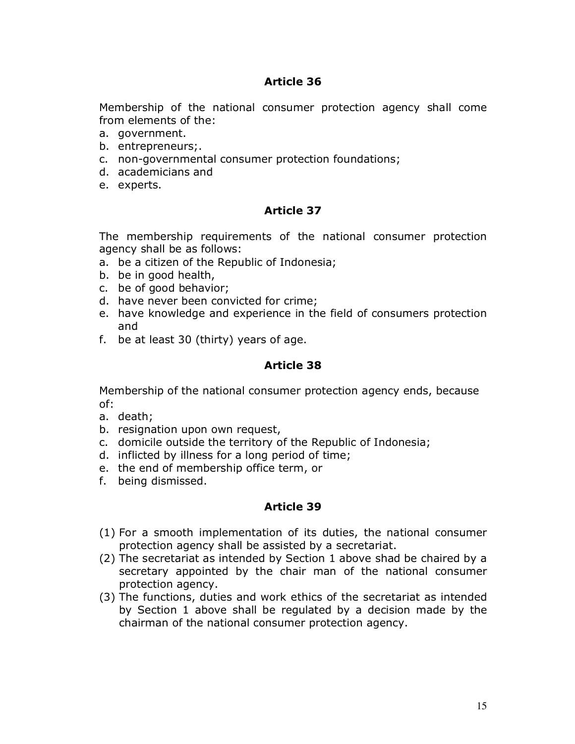## Article 36

Membership of the national consumer protection agency shall come from elements of the:

a. government.
b. entrepreneurs;.
c. non-governmental consumer protection foundations;
d. academicians and
e. experts.

## Article 37

The membership requirements of the national consumer protection agency shall be as follows:

a. be a citizen of the Republic of Indonesia;
b. be in good health,
c. be of good behavior;
d. have never been convicted for crime;
e. have knowledge and experience in the field of consumers protection and
f. be at least 30 (thirty) years of age.

## Article 38

Membership of the national consumer protection agency ends, because of:

a. death;
b. resignation upon own request,
c. domicile outside the territory of the Republic of Indonesia;
d. inflicted by illness for a long period of time;
e. the end of membership office term, or
f. being dismissed.

## Article 39

(1) For a smooth implementation of its duties, the national consumer protection agency shall be assisted by a secretariat.
(2) The secretariat as intended by Section 1 above shad be chaired by a secretary appointed by the chair man of the national consumer protection agency.
(3) The functions, duties and work ethics of the secretariat as intended by Section 1 above shall be regulated by a decision made by the chairman of the national consumer protection agency.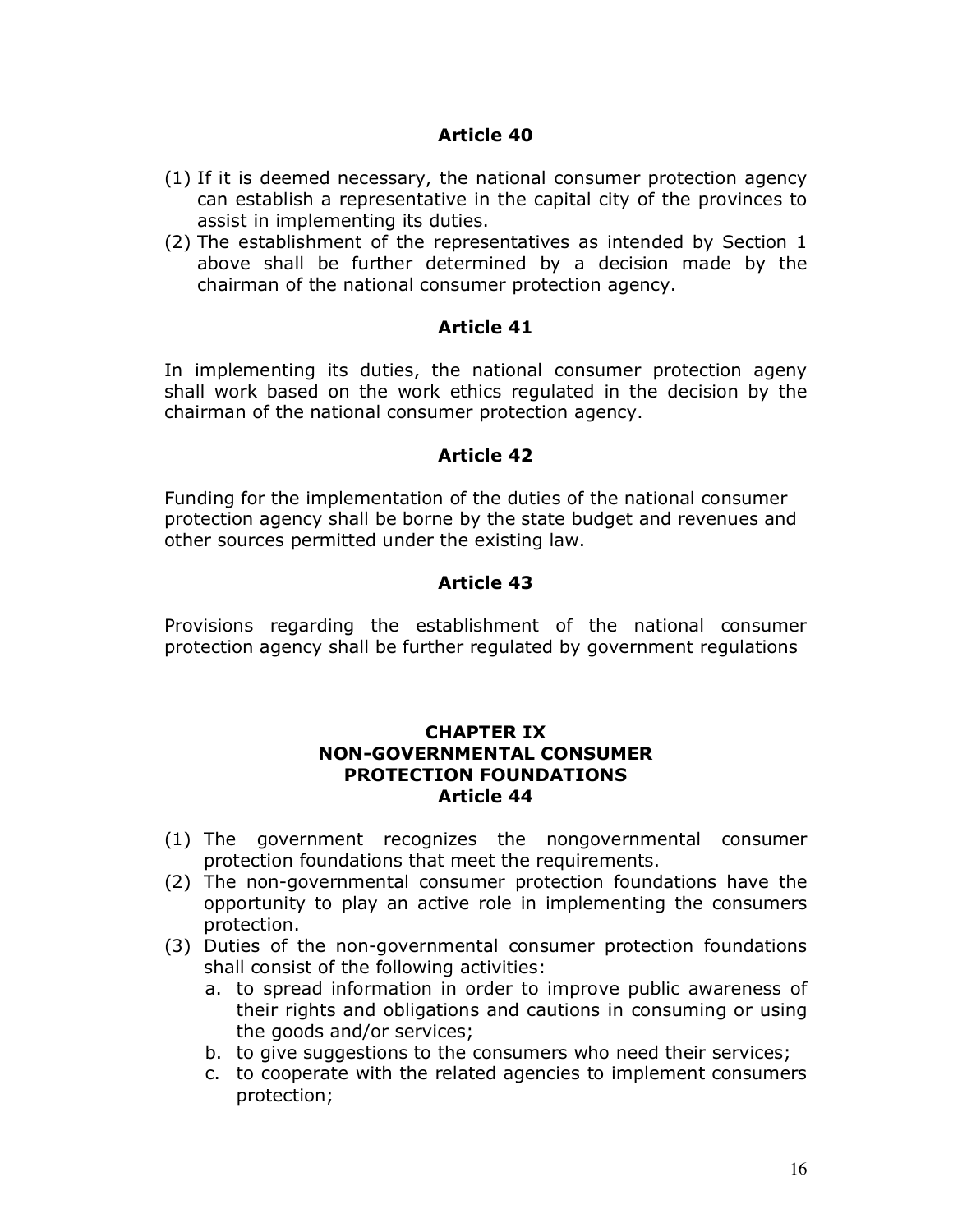### Article 40

(1) If it is deemed necessary, the national consumer protection agency can establish a representative in the capital city of the provinces to assist in implementing its duties.
(2) The establishment of the representatives as intended by Section 1 above shall be further determined by a decision made by the chairman of the national consumer protection agency.

### Article 41

In implementing its duties, the national consumer protection ageny shall work based on the work ethics regulated in the decision by the chairman of the national consumer protection agency.

### Article 42

Funding for the implementation of the duties of the national consumer protection agency shall be borne by the state budget and revenues and other sources permitted under the existing law.

### Article 43

Provisions regarding the establishment of the national consumer protection agency shall be further regulated by government regulations

## CHAPTER IX
## NON-GOVERNMENTAL CONSUMER PROTECTION FOUNDATIONS

### Article 44

(1) The government recognizes the nongovernmental consumer protection foundations that meet the requirements.
(2) The non-governmental consumer protection foundations have the opportunity to play an active role in implementing the consumers protection.
(3) Duties of the non-governmental consumer protection foundations shall consist of the following activities:
    a. to spread information in order to improve public awareness of their rights and obligations and cautions in consuming or using the goods and/or services;
    b. to give suggestions to the consumers who need their services;
    c. to cooperate with the related agencies to implement consumers protection;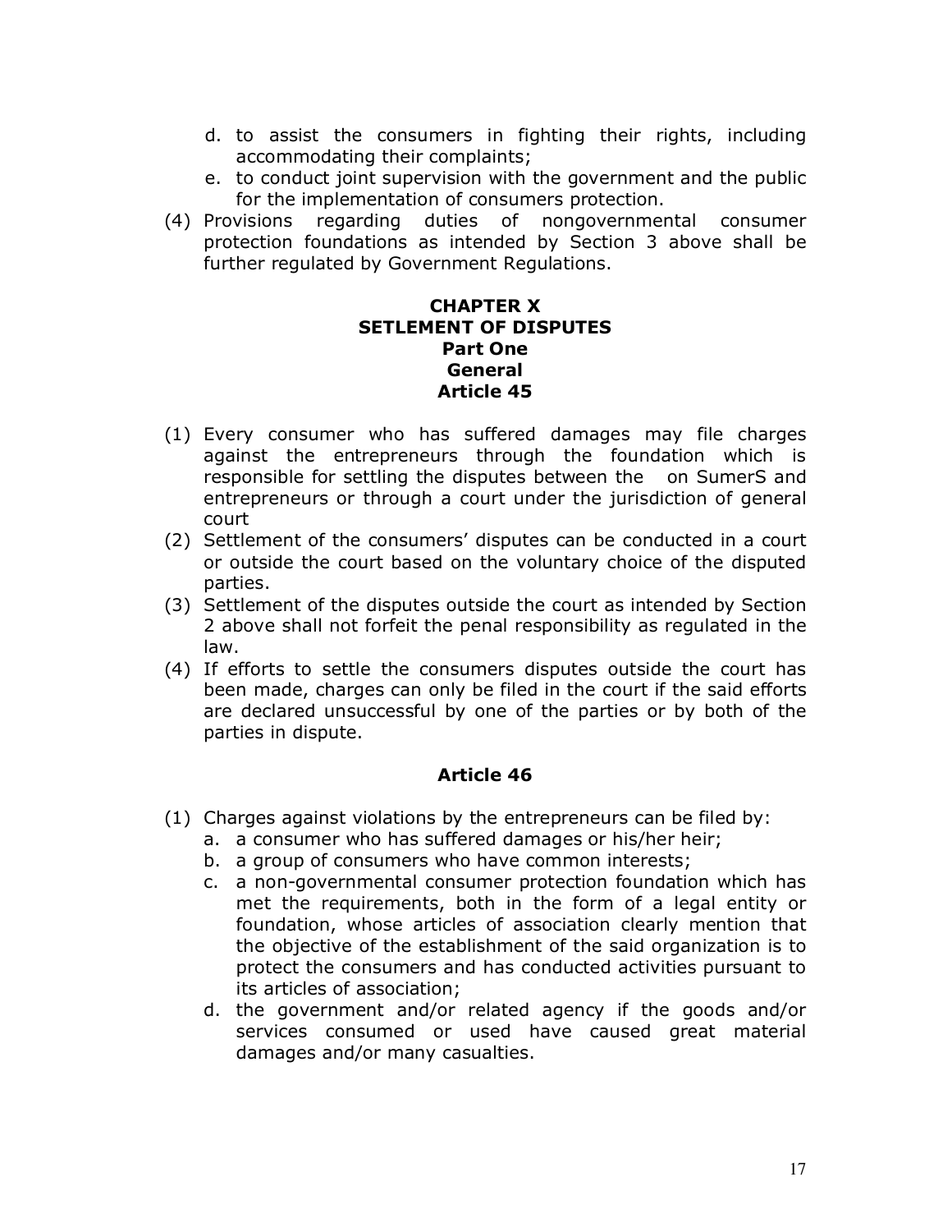d. to assist the consumers in fighting their rights, including accommodating their complaints;
e. to conduct joint supervision with the government and the public for the implementation of consumers protection.

(4) Provisions regarding duties of nongovernmental consumer protection foundations as intended by Section 3 above shall be further regulated by Government Regulations.

## CHAPTER X
## SETLEMENT OF DISPUTES
### Part One
### General
### Article 45

(1) Every consumer who has suffered damages may file charges against the entrepreneurs through the foundation which is responsible for settling the disputes between the on SumerS and entrepreneurs or through a court under the jurisdiction of general court

(2) Settlement of the consumers' disputes can be conducted in a court or outside the court based on the voluntary choice of the disputed parties.

(3) Settlement of the disputes outside the court as intended by Section 2 above shall not forfeit the penal responsibility as regulated in the law.

(4) If efforts to settle the consumers disputes outside the court has been made, charges can only be filed in the court if the said efforts are declared unsuccessful by one of the parties or by both of the parties in dispute.

### Article 46

(1) Charges against violations by the entrepreneurs can be filed by:
   a. a consumer who has suffered damages or his/her heir;
   b. a group of consumers who have common interests;
   c. a non-governmental consumer protection foundation which has met the requirements, both in the form of a legal entity or foundation, whose articles of association clearly mention that the objective of the establishment of the said organization is to protect the consumers and has conducted activities pursuant to its articles of association;
   d. the government and/or related agency if the goods and/or services consumed or used have caused great material damages and/or many casualties.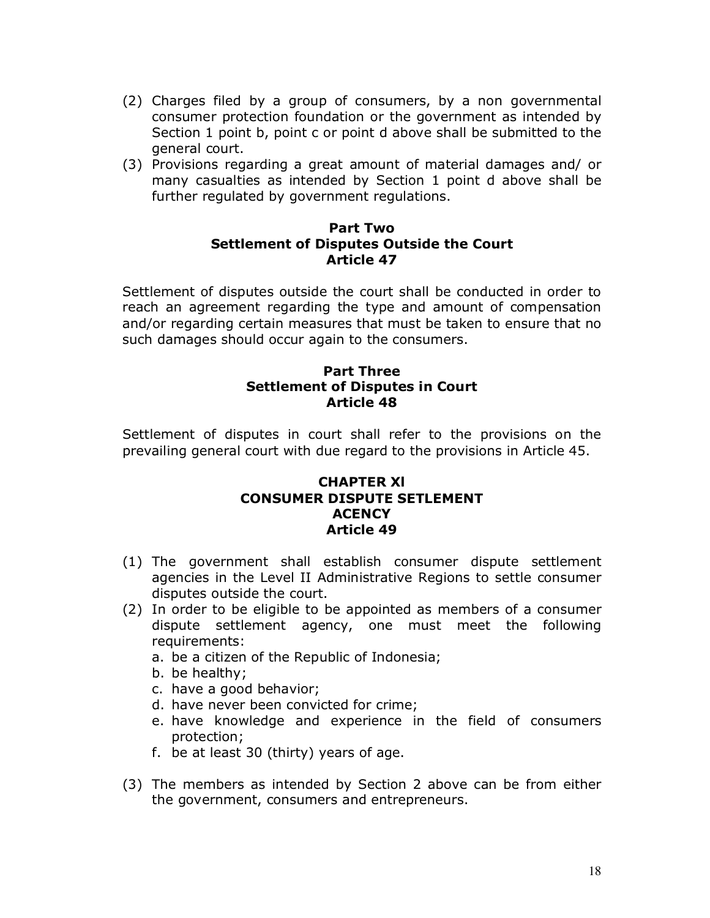(2) Charges filed by a group of consumers, by a non governmental consumer protection foundation or the government as intended by Section 1 point b, point c or point d above shall be submitted to the general court.
(3) Provisions regarding a great amount of material damages and/ or many casualties as intended by Section 1 point d above shall be further regulated by government regulations.

### Part Two
### Settlement of Disputes Outside the Court
### Article 47

Settlement of disputes outside the court shall be conducted in order to reach an agreement regarding the type and amount of compensation and/or regarding certain measures that must be taken to ensure that no such damages should occur again to the consumers.

### Part Three
### Settlement of Disputes in Court
### Article 48

Settlement of disputes in court shall refer to the provisions on the prevailing general court with due regard to the provisions in Article 45.

## CHAPTER XI
## CONSUMER DISPUTE SETLEMENT ACENCY
### Article 49

(1) The government shall establish consumer dispute settlement agencies in the Level II Administrative Regions to settle consumer disputes outside the court.
(2) In order to be eligible to be appointed as members of a consumer dispute settlement agency, one must meet the following requirements:
    a. be a citizen of the Republic of Indonesia;
    b. be healthy;
    c. have a good behavior;
    d. have never been convicted for crime;
    e. have knowledge and experience in the field of consumers protection;
    f. be at least 30 (thirty) years of age.
(3) The members as intended by Section 2 above can be from either the government, consumers and entrepreneurs.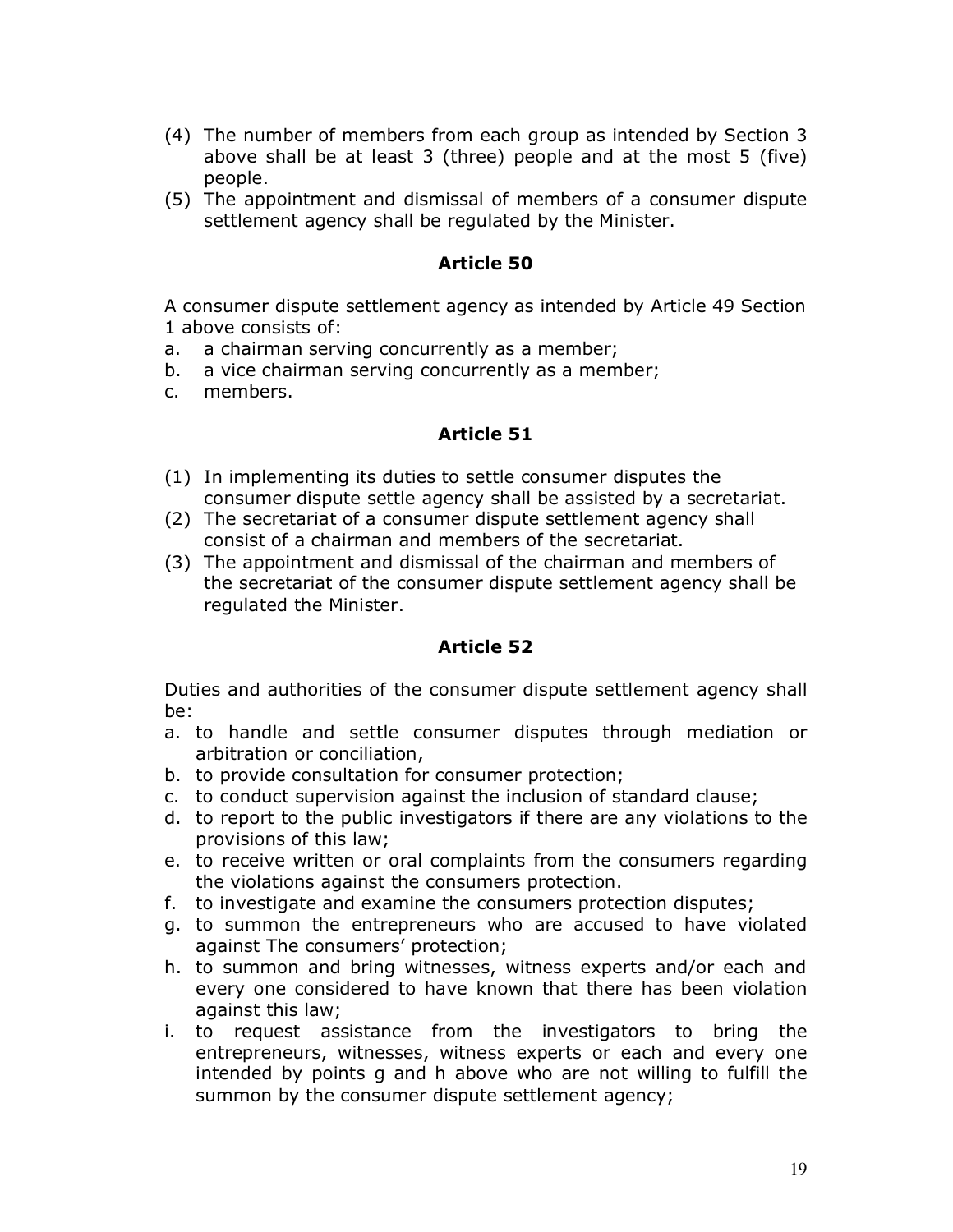(4) The number of members from each group as intended by Section 3 above shall be at least 3 (three) people and at the most 5 (five) people.
(5) The appointment and dismissal of members of a consumer dispute settlement agency shall be regulated by the Minister.

## Article 50

A consumer dispute settlement agency as intended by Article 49 Section 1 above consists of:

a. a chairman serving concurrently as a member;
b. a vice chairman serving concurrently as a member;
c. members.

## Article 51

(1) In implementing its duties to settle consumer disputes the consumer dispute settle agency shall be assisted by a secretariat.
(2) The secretariat of a consumer dispute settlement agency shall consist of a chairman and members of the secretariat.
(3) The appointment and dismissal of the chairman and members of the secretariat of the consumer dispute settlement agency shall be regulated the Minister.

## Article 52

Duties and authorities of the consumer dispute settlement agency shall be:

a. to handle and settle consumer disputes through mediation or arbitration or conciliation,
b. to provide consultation for consumer protection;
c. to conduct supervision against the inclusion of standard clause;
d. to report to the public investigators if there are any violations to the provisions of this law;
e. to receive written or oral complaints from the consumers regarding the violations against the consumers protection.
f. to investigate and examine the consumers protection disputes;
g. to summon the entrepreneurs who are accused to have violated against The consumers' protection;
h. to summon and bring witnesses, witness experts and/or each and every one considered to have known that there has been violation against this law;
i. to request assistance from the investigators to bring the entrepreneurs, witnesses, witness experts or each and every one intended by points g and h above who are not willing to fulfill the summon by the consumer dispute settlement agency;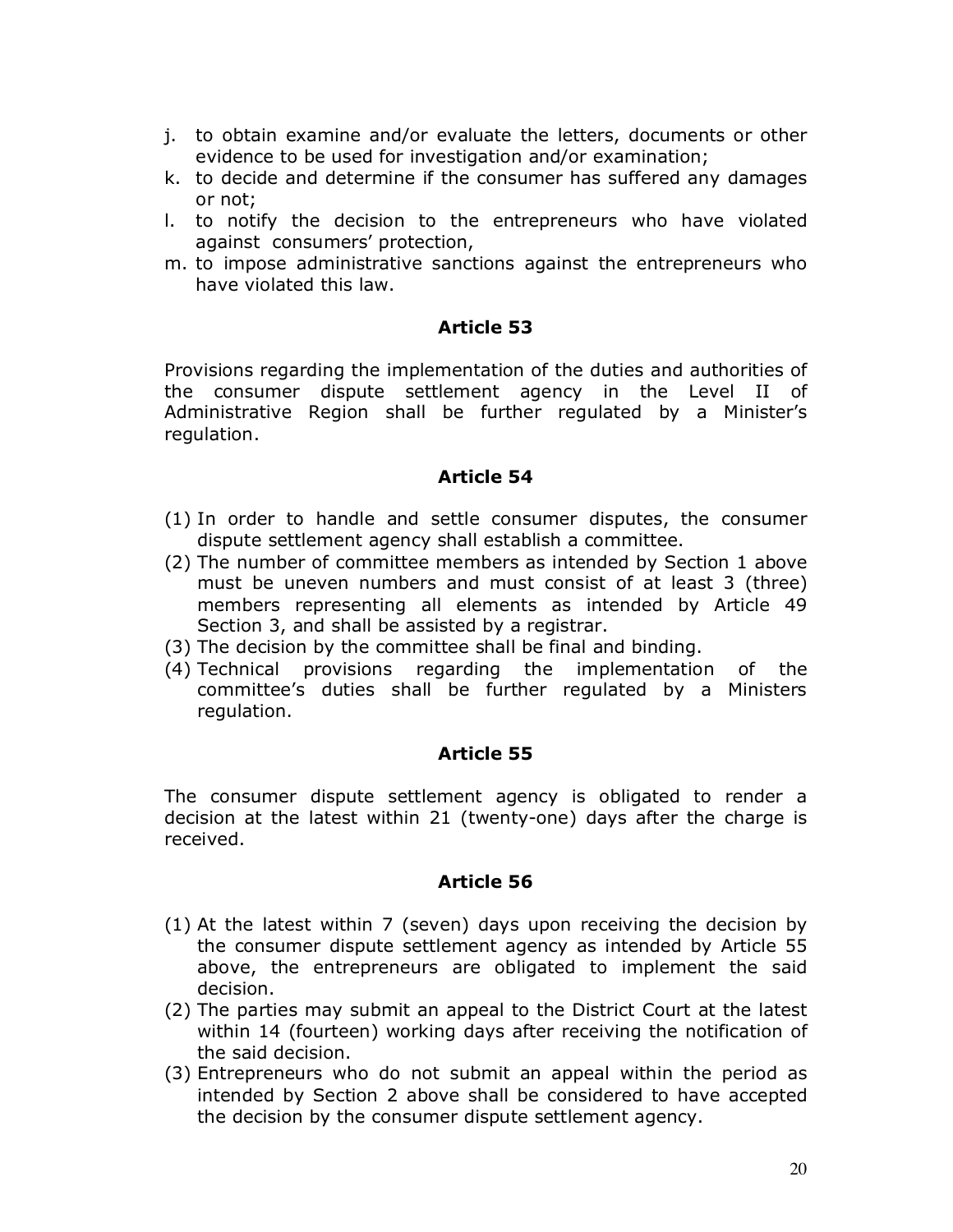j. to obtain examine and/or evaluate the letters, documents or other evidence to be used for investigation and/or examination;
k. to decide and determine if the consumer has suffered any damages or not;
l. to notify the decision to the entrepreneurs who have violated against consumers' protection,
m. to impose administrative sanctions against the entrepreneurs who have violated this law.

### Article 53

Provisions regarding the implementation of the duties and authorities of the consumer dispute settlement agency in the Level II of Administrative Region shall be further regulated by a Minister's regulation.

### Article 54

(1) In order to handle and settle consumer disputes, the consumer dispute settlement agency shall establish a committee.
(2) The number of committee members as intended by Section 1 above must be uneven numbers and must consist of at least 3 (three) members representing all elements as intended by Article 49 Section 3, and shall be assisted by a registrar.
(3) The decision by the committee shall be final and binding.
(4) Technical provisions regarding the implementation of the committee's duties shall be further regulated by a Ministers regulation.

### Article 55

The consumer dispute settlement agency is obligated to render a decision at the latest within 21 (twenty-one) days after the charge is received.

### Article 56

(1) At the latest within 7 (seven) days upon receiving the decision by the consumer dispute settlement agency as intended by Article 55 above, the entrepreneurs are obligated to implement the said decision.
(2) The parties may submit an appeal to the District Court at the latest within 14 (fourteen) working days after receiving the notification of the said decision.
(3) Entrepreneurs who do not submit an appeal within the period as intended by Section 2 above shall be considered to have accepted the decision by the consumer dispute settlement agency.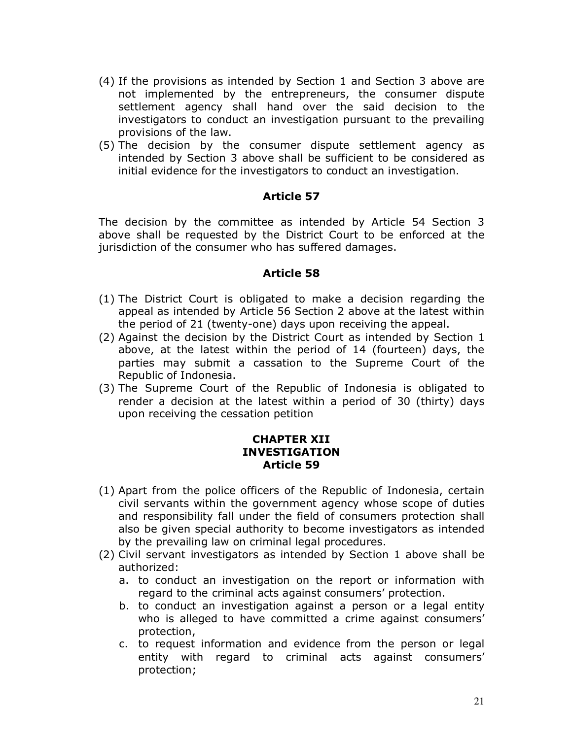(4) If the provisions as intended by Section 1 and Section 3 above are not implemented by the entrepreneurs, the consumer dispute settlement agency shall hand over the said decision to the investigators to conduct an investigation pursuant to the prevailing provisions of the law.

(5) The decision by the consumer dispute settlement agency as intended by Section 3 above shall be sufficient to be considered as initial evidence for the investigators to conduct an investigation.

### Article 57

The decision by the committee as intended by Article 54 Section 3 above shall be requested by the District Court to be enforced at the jurisdiction of the consumer who has suffered damages.

### Article 58

(1) The District Court is obligated to make a decision regarding the appeal as intended by Article 56 Section 2 above at the latest within the period of 21 (twenty-one) days upon receiving the appeal.

(2) Against the decision by the District Court as intended by Section 1 above, at the latest within the period of 14 (fourteen) days, the parties may submit a cassation to the Supreme Court of the Republic of Indonesia.

(3) The Supreme Court of the Republic of Indonesia is obligated to render a decision at the latest within a period of 30 (thirty) days upon receiving the cessation petition

## CHAPTER XII
## INVESTIGATION
### Article 59

(1) Apart from the police officers of the Republic of Indonesia, certain civil servants within the government agency whose scope of duties and responsibility fall under the field of consumers protection shall also be given special authority to become investigators as intended by the prevailing law on criminal legal procedures.

(2) Civil servant investigators as intended by Section 1 above shall be authorized:
   a. to conduct an investigation on the report or information with regard to the criminal acts against consumers' protection.
   b. to conduct an investigation against a person or a legal entity who is alleged to have committed a crime against consumers' protection,
   c. to request information and evidence from the person or legal entity with regard to criminal acts against consumers' protection;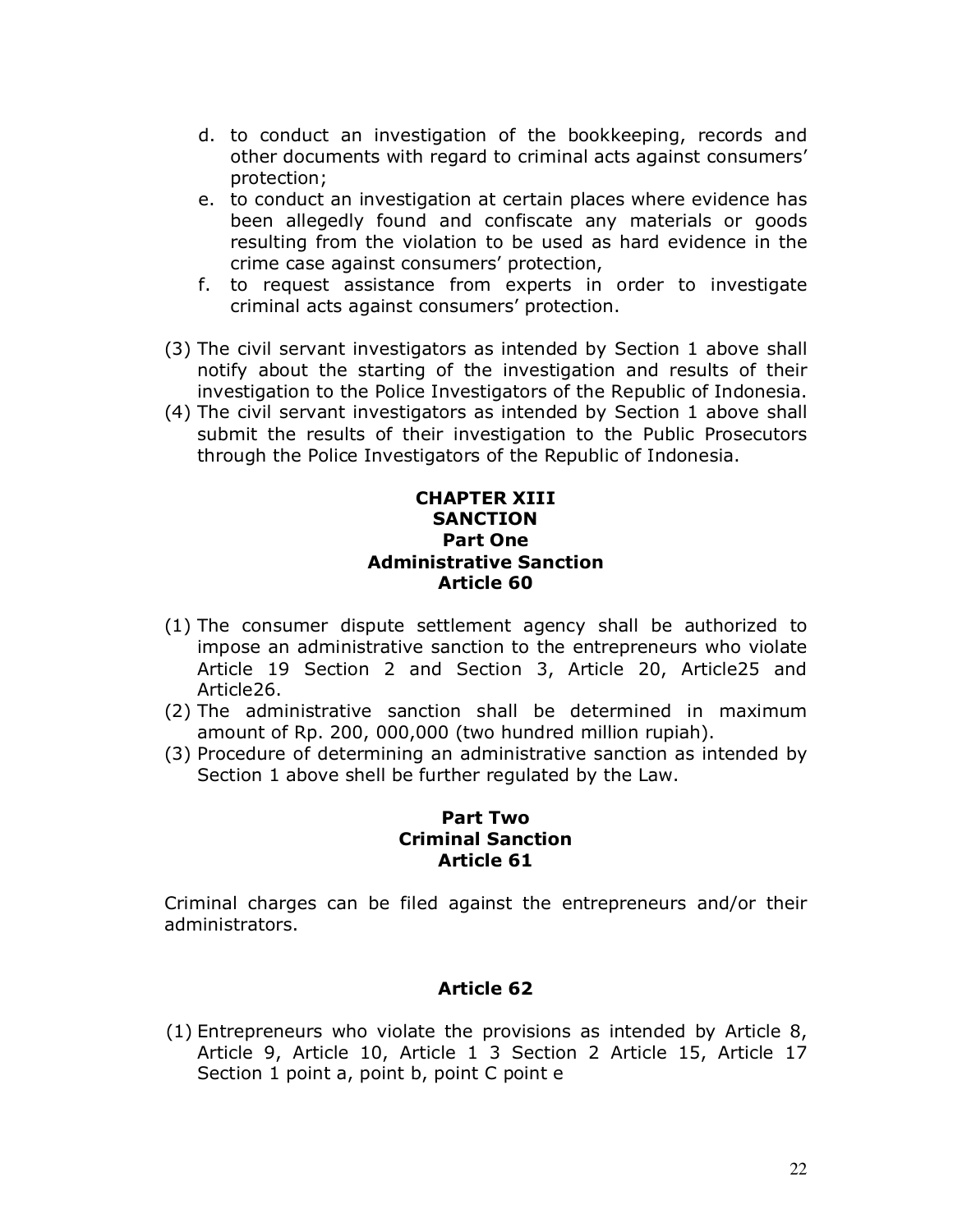d. to conduct an investigation of the bookkeeping, records and other documents with regard to criminal acts against consumers' protection;
e. to conduct an investigation at certain places where evidence has been allegedly found and confiscate any materials or goods resulting from the violation to be used as hard evidence in the crime case against consumers' protection,
f. to request assistance from experts in order to investigate criminal acts against consumers' protection.

(3) The civil servant investigators as intended by Section 1 above shall notify about the starting of the investigation and results of their investigation to the Police Investigators of the Republic of Indonesia.
(4) The civil servant investigators as intended by Section 1 above shall submit the results of their investigation to the Public Prosecutors through the Police Investigators of the Republic of Indonesia.

## CHAPTER XIII
## SANCTION
### Part One
### Administrative Sanction
### Article 60

(1) The consumer dispute settlement agency shall be authorized to impose an administrative sanction to the entrepreneurs who violate Article 19 Section 2 and Section 3, Article 20, Article25 and Article26.
(2) The administrative sanction shall be determined in maximum amount of Rp. 200, 000,000 (two hundred million rupiah).
(3) Procedure of determining an administrative sanction as intended by Section 1 above shell be further regulated by the Law.

### Part Two
### Criminal Sanction
### Article 61

Criminal charges can be filed against the entrepreneurs and/or their administrators.

### Article 62

(1) Entrepreneurs who violate the provisions as intended by Article 8, Article 9, Article 10, Article 1 3 Section 2 Article 15, Article 17 Section 1 point a, point b, point C point e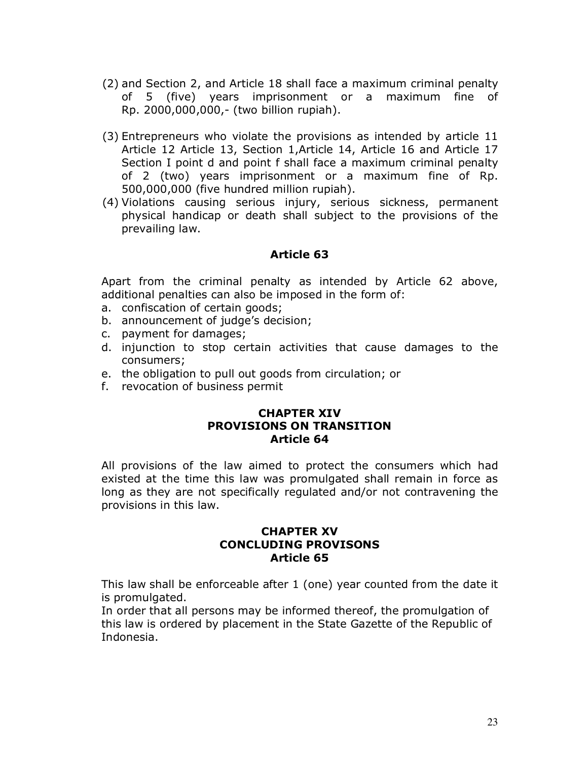(2) and Section 2, and Article 18 shall face a maximum criminal penalty of 5 (five) years imprisonment or a maximum fine of Rp. 2000,000,000,- (two billion rupiah).

(3) Entrepreneurs who violate the provisions as intended by article 11 Article 12 Article 13, Section 1,Article 14, Article 16 and Article 17 Section I point d and point f shall face a maximum criminal penalty of 2 (two) years imprisonment or a maximum fine of Rp. 500,000,000 (five hundred million rupiah).

(4) Violations causing serious injury, serious sickness, permanent physical handicap or death shall subject to the provisions of the prevailing law.

### Article 63

Apart from the criminal penalty as intended by Article 62 above, additional penalties can also be imposed in the form of:

a. confiscation of certain goods;
b. announcement of judge's decision;
c. payment for damages;
d. injunction to stop certain activities that cause damages to the consumers;
e. the obligation to pull out goods from circulation; or
f. revocation of business permit

## CHAPTER XIV
## PROVISIONS ON TRANSITION
### Article 64

All provisions of the law aimed to protect the consumers which had existed at the time this law was promulgated shall remain in force as long as they are not specifically regulated and/or not contravening the provisions in this law.

## CHAPTER XV
## CONCLUDING PROVISONS
### Article 65

This law shall be enforceable after 1 (one) year counted from the date it is promulgated.
In order that all persons may be informed thereof, the promulgation of this law is ordered by placement in the State Gazette of the Republic of Indonesia.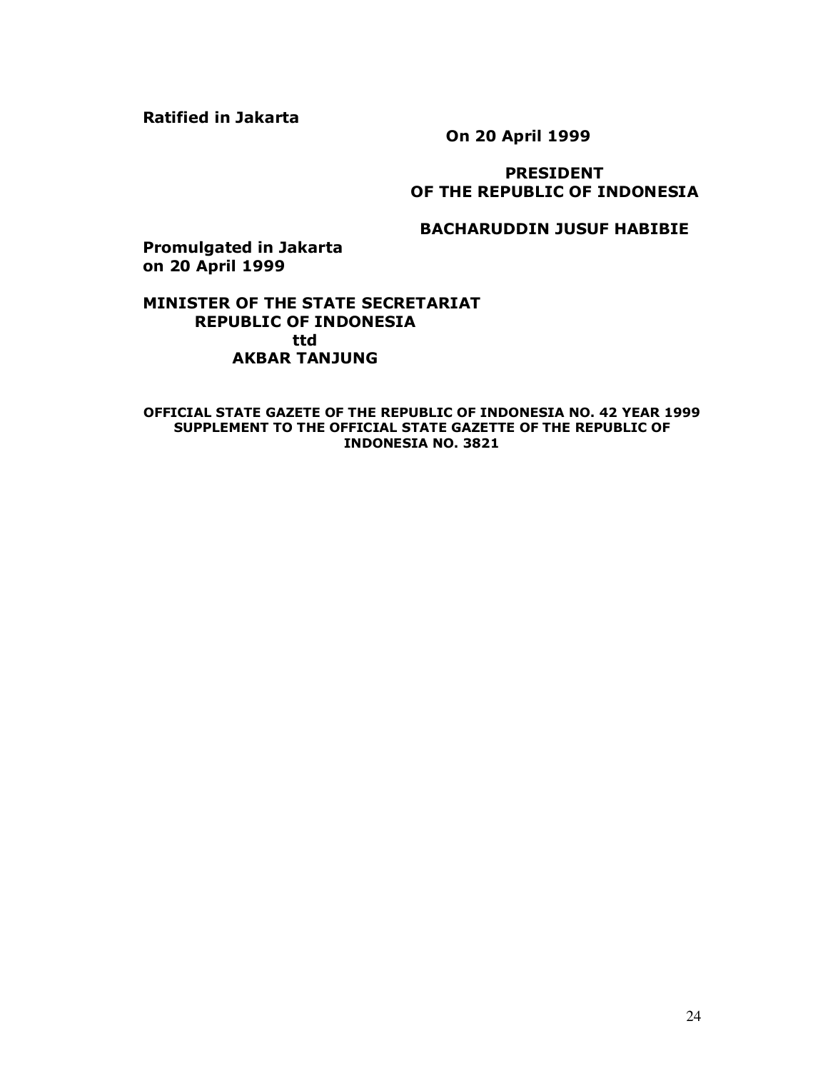**Ratified in Jakarta**

**On 20 April 1999**

**PRESIDENT**
**OF THE REPUBLIC OF INDONESIA**

**BACHARUDDIN JUSUF HABIBIE**

**Promulgated in Jakarta**
**on 20 April 1999**

**MINISTER OF THE STATE SECRETARIAT**
**REPUBLIC OF INDONESIA**
**ttd**
**AKBAR TANJUNG**

**OFFICIAL STATE GAZETE OF THE REPUBLIC OF INDONESIA NO. 42 YEAR 1999**
**SUPPLEMENT TO THE OFFICIAL STATE GAZETTE OF THE REPUBLIC OF INDONESIA NO. 3821**